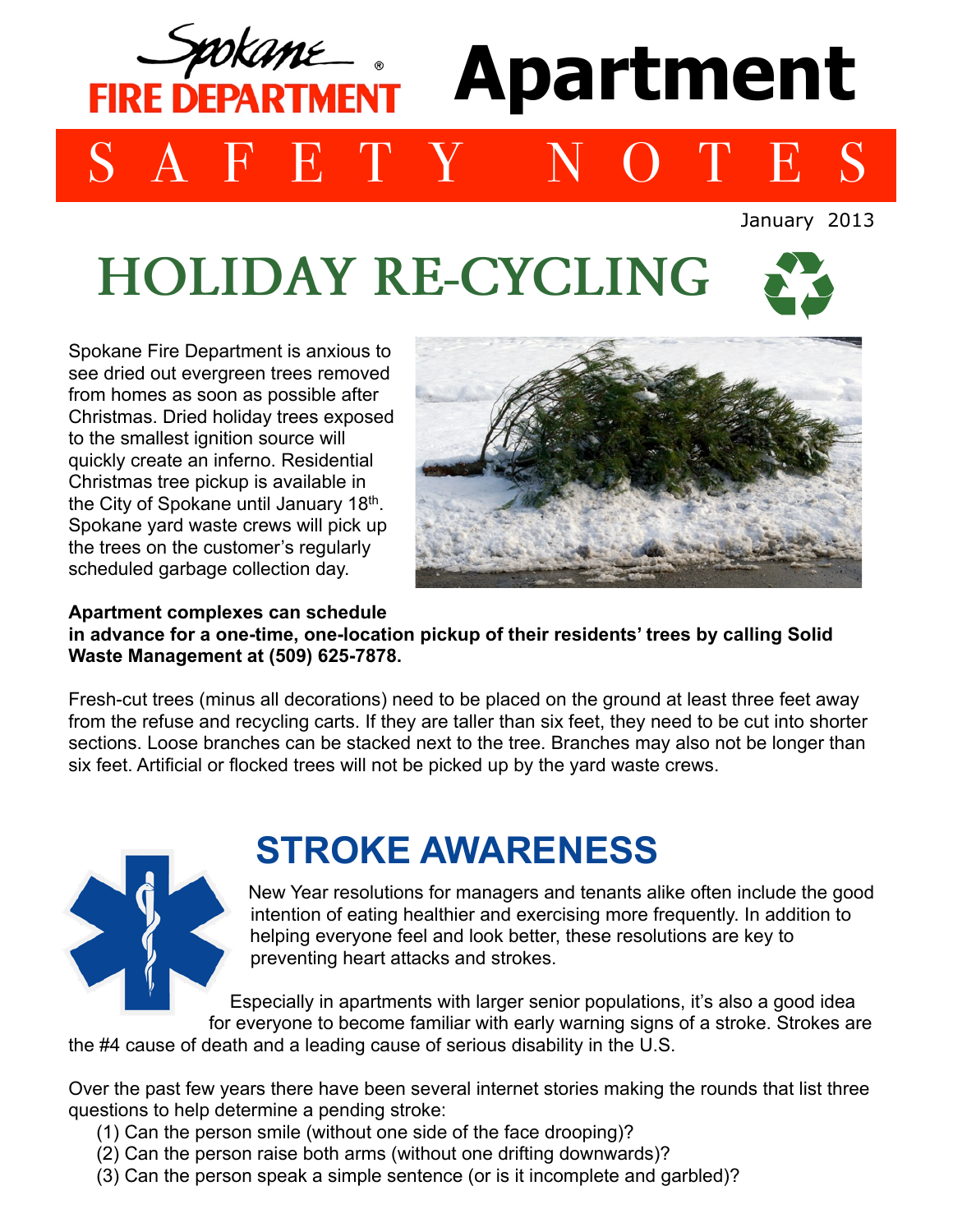Spokane FIRE DEPARTMENT®

# Apartment

## SAFETY NOTES

January 2013

# HOLIDAY RE-CYCLING

Spokane Fire Department is anxious to see dried out evergreen trees removed from homes as soon as possible after Christmas. Dried holiday trees exposed to the smallest ignition source will quickly create an inferno. Residential Christmas tree pickup is available in the City of Spokane until January 18th. Spokane yard waste crews will pick up the trees on the customer's regularly scheduled garbage collection day.

**Apartment complexes can schedule in advance for a one-time, one-location pickup of their residents' trees by calling Solid Waste Management at (509) 625-7878.**

Fresh-cut trees (minus all decorations) need to be placed on the ground at least three feet away from the refuse and recycling carts. If they are taller than six feet, they need to be cut into shorter sections. Loose branches can be stacked next to the tree. Branches may also not be longer than six feet. Artificial or flocked trees will not be picked up by the yard waste crews.

# STROKE AWARENESS

New Year resolutions for managers and tenants alike often include the good intention of eating healthier and exercising more frequently. In addition to helping everyone feel and look better, these resolutions are key to preventing heart attacks and strokes.

Especially in apartments with larger senior populations, it's also a good idea for everyone to become familiar with early warning signs of a stroke. Strokes are the #4 cause of death and a leading cause of serious disability in the U.S.

Over the past few years there have been several internet stories making the rounds that list three questions to help determine a pending stroke:

(1) Can the person smile (without one side of the face drooping)?
(2) Can the person raise both arms (without one drifting downwards)?
(3) Can the person speak a simple sentence (or is it incomplete and garbled)?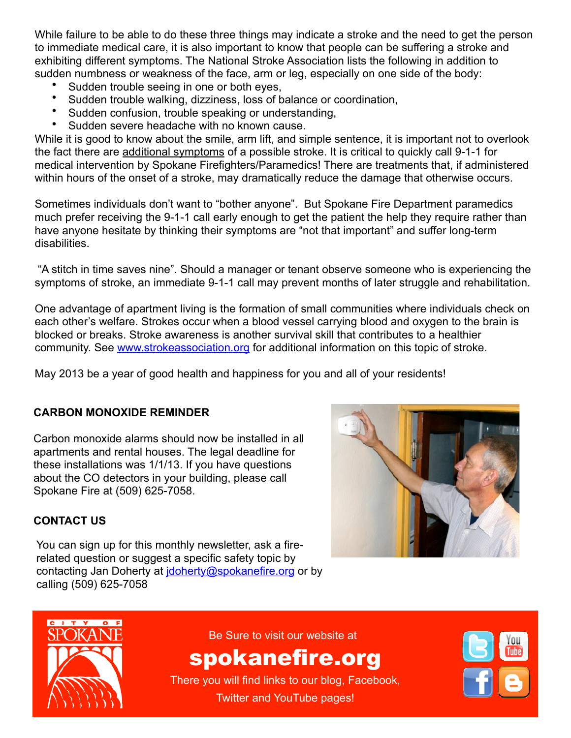While failure to be able to do these three things may indicate a stroke and the need to get the person to immediate medical care, it is also important to know that people can be suffering a stroke and exhibiting different symptoms. The National Stroke Association lists the following in addition to sudden numbness or weakness of the face, arm or leg, especially on one side of the body:

- Sudden trouble seeing in one or both eyes,
- Sudden trouble walking, dizziness, loss of balance or coordination,
- Sudden confusion, trouble speaking or understanding,
- Sudden severe headache with no known cause.

While it is good to know about the smile, arm lift, and simple sentence, it is important not to overlook the fact there are additional symptoms of a possible stroke. It is critical to quickly call 9-1-1 for medical intervention by Spokane Firefighters/Paramedics! There are treatments that, if administered within hours of the onset of a stroke, may dramatically reduce the damage that otherwise occurs.

Sometimes individuals don't want to "bother anyone". But Spokane Fire Department paramedics much prefer receiving the 9-1-1 call early enough to get the patient the help they require rather than have anyone hesitate by thinking their symptoms are "not that important" and suffer long-term disabilities.

"A stitch in time saves nine". Should a manager or tenant observe someone who is experiencing the symptoms of stroke, an immediate 9-1-1 call may prevent months of later struggle and rehabilitation.

One advantage of apartment living is the formation of small communities where individuals check on each other's welfare. Strokes occur when a blood vessel carrying blood and oxygen to the brain is blocked or breaks. Stroke awareness is another survival skill that contributes to a healthier community. See www.strokeassociation.org for additional information on this topic of stroke.

May 2013 be a year of good health and happiness for you and all of your residents!

## CARBON MONOXIDE REMINDER

Carbon monoxide alarms should now be installed in all apartments and rental houses. The legal deadline for these installations was 1/1/13. If you have questions about the CO detectors in your building, please call Spokane Fire at (509) 625-7058.

## CONTACT US

You can sign up for this monthly newsletter, ask a fire-related question or suggest a specific safety topic by contacting Jan Doherty at jdoherty@spokanefire.org or by calling (509) 625-7058

Be Sure to visit our website at

**spokanefire.org**

There you will find links to our blog, Facebook, Twitter and YouTube pages!